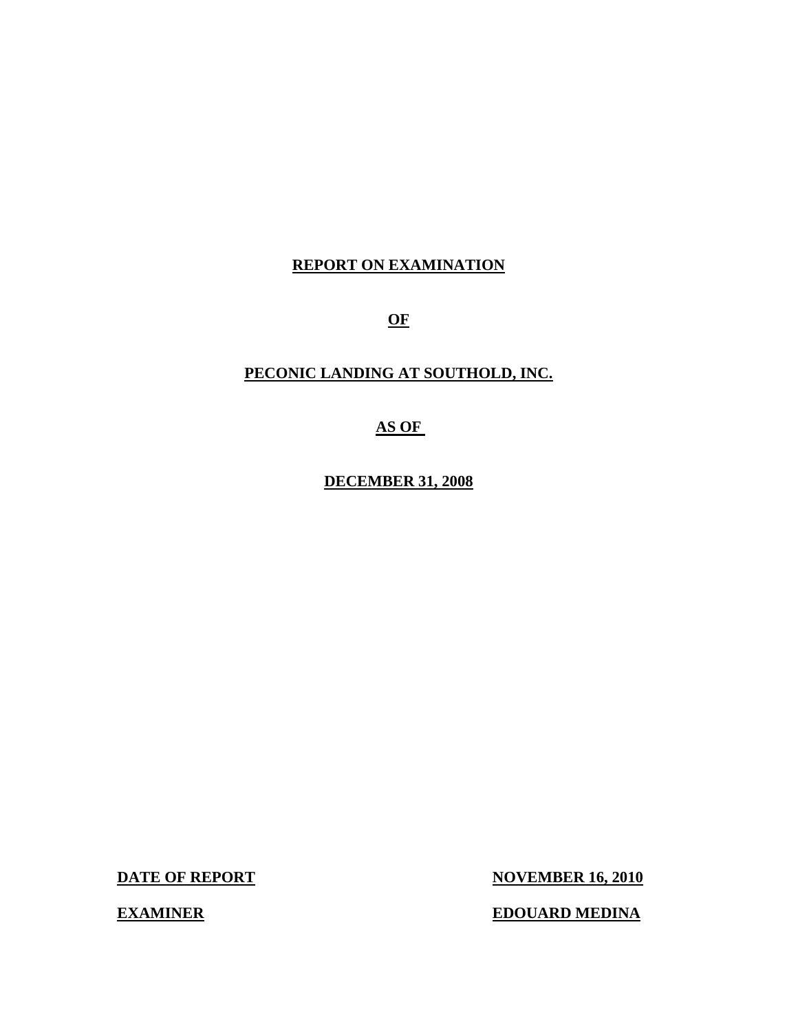# REPORT ON EXAMINATION

# OF

# PECONIC LANDING AT SOUTHOLD, INC.

# AS OF

# DECEMBER 31, 2008

| **DATE OF REPORT** | **NOVEMBER 16, 2010** |
|---|---|
| **EXAMINER** | **EDOUARD MEDINA** |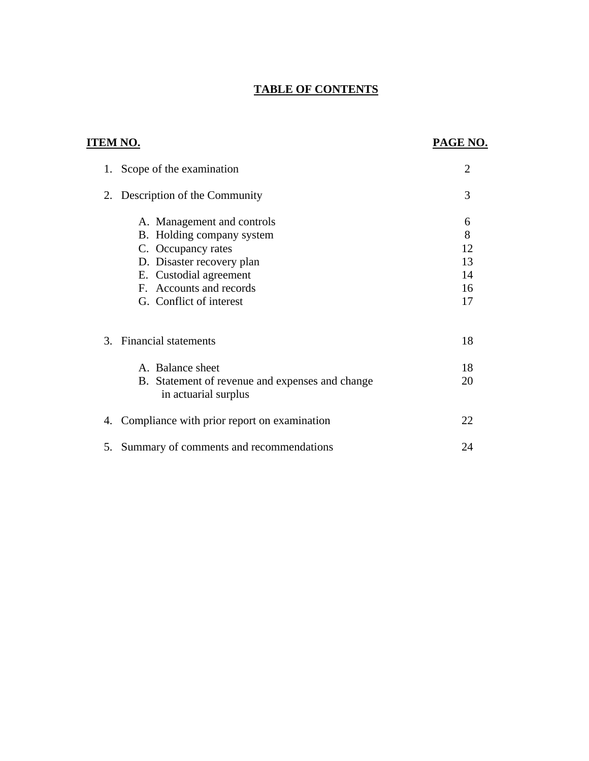# TABLE OF CONTENTS

| ITEM NO. | PAGE NO. |
|---|---|
| 1. Scope of the examination | 2 |
| 2. Description of the Community | 3 |
| A. Management and controls | 6 |
| B. Holding company system | 8 |
| C. Occupancy rates | 12 |
| D. Disaster recovery plan | 13 |
| E. Custodial agreement | 14 |
| F. Accounts and records | 16 |
| G. Conflict of interest | 17 |
| 3. Financial statements | 18 |
| A. Balance sheet | 18 |
| B. Statement of revenue and expenses and change in actuarial surplus | 20 |
| 4. Compliance with prior report on examination | 22 |
| 5. Summary of comments and recommendations | 24 |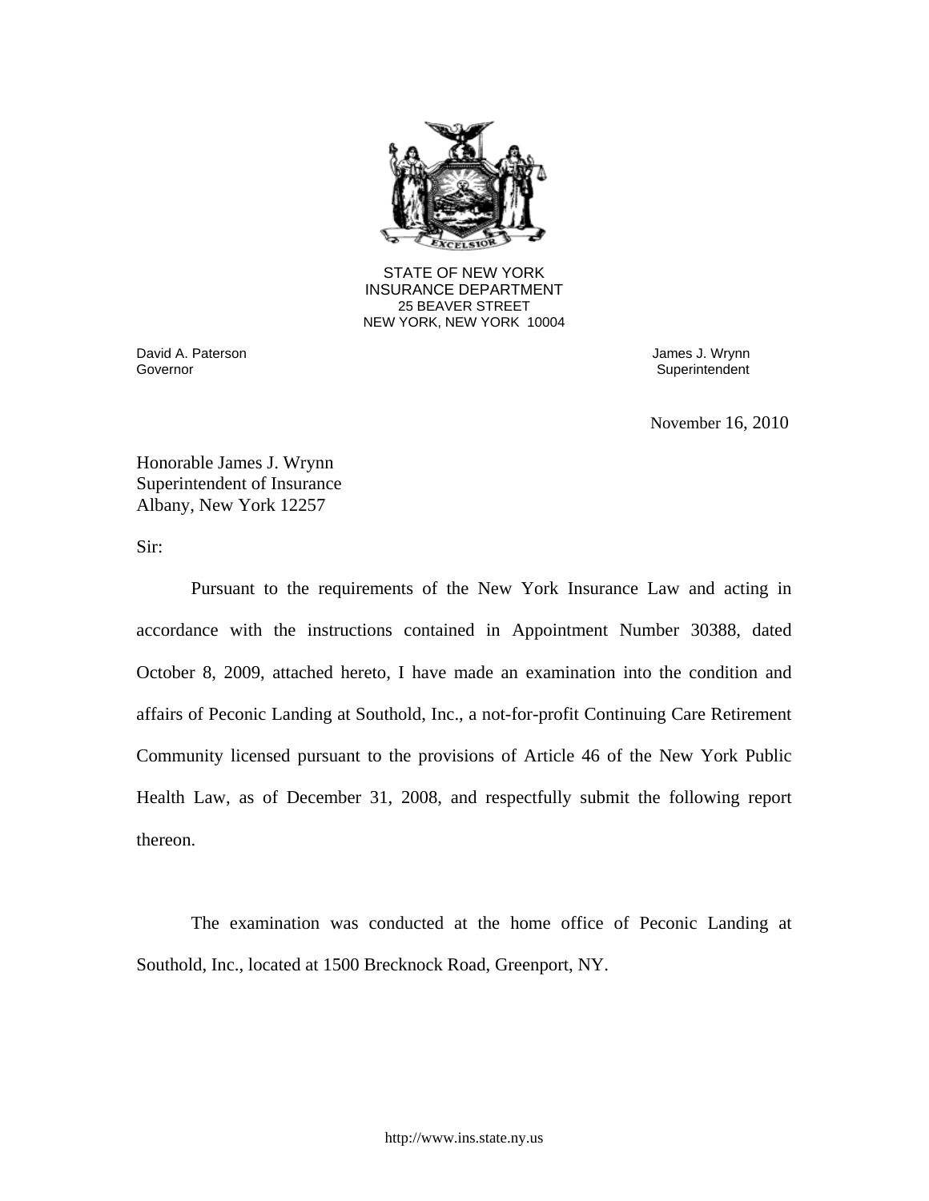STATE OF NEW YORK
INSURANCE DEPARTMENT
25 BEAVER STREET
NEW YORK, NEW YORK 10004

David A. Paterson
Governor

James J. Wrynn
Superintendent

November 16, 2010

Honorable James J. Wrynn
Superintendent of Insurance
Albany, New York 12257

Sir:

Pursuant to the requirements of the New York Insurance Law and acting in accordance with the instructions contained in Appointment Number 30388, dated October 8, 2009, attached hereto, I have made an examination into the condition and affairs of Peconic Landing at Southold, Inc., a not-for-profit Continuing Care Retirement Community licensed pursuant to the provisions of Article 46 of the New York Public Health Law, as of December 31, 2008, and respectfully submit the following report thereon.

The examination was conducted at the home office of Peconic Landing at Southold, Inc., located at 1500 Brecknock Road, Greenport, NY.

http://www.ins.state.ny.us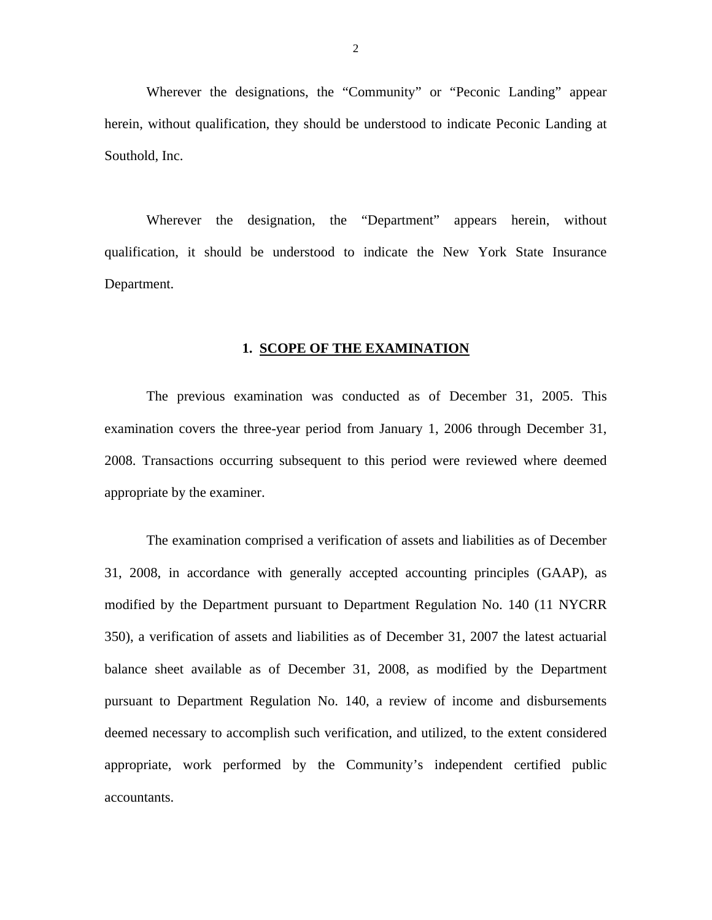Wherever the designations, the "Community" or "Peconic Landing" appear herein, without qualification, they should be understood to indicate Peconic Landing at Southold, Inc.

Wherever the designation, the "Department" appears herein, without qualification, it should be understood to indicate the New York State Insurance Department.

## 1. SCOPE OF THE EXAMINATION

The previous examination was conducted as of December 31, 2005. This examination covers the three-year period from January 1, 2006 through December 31, 2008. Transactions occurring subsequent to this period were reviewed where deemed appropriate by the examiner.

The examination comprised a verification of assets and liabilities as of December 31, 2008, in accordance with generally accepted accounting principles (GAAP), as modified by the Department pursuant to Department Regulation No. 140 (11 NYCRR 350), a verification of assets and liabilities as of December 31, 2007 the latest actuarial balance sheet available as of December 31, 2008, as modified by the Department pursuant to Department Regulation No. 140, a review of income and disbursements deemed necessary to accomplish such verification, and utilized, to the extent considered appropriate, work performed by the Community's independent certified public accountants.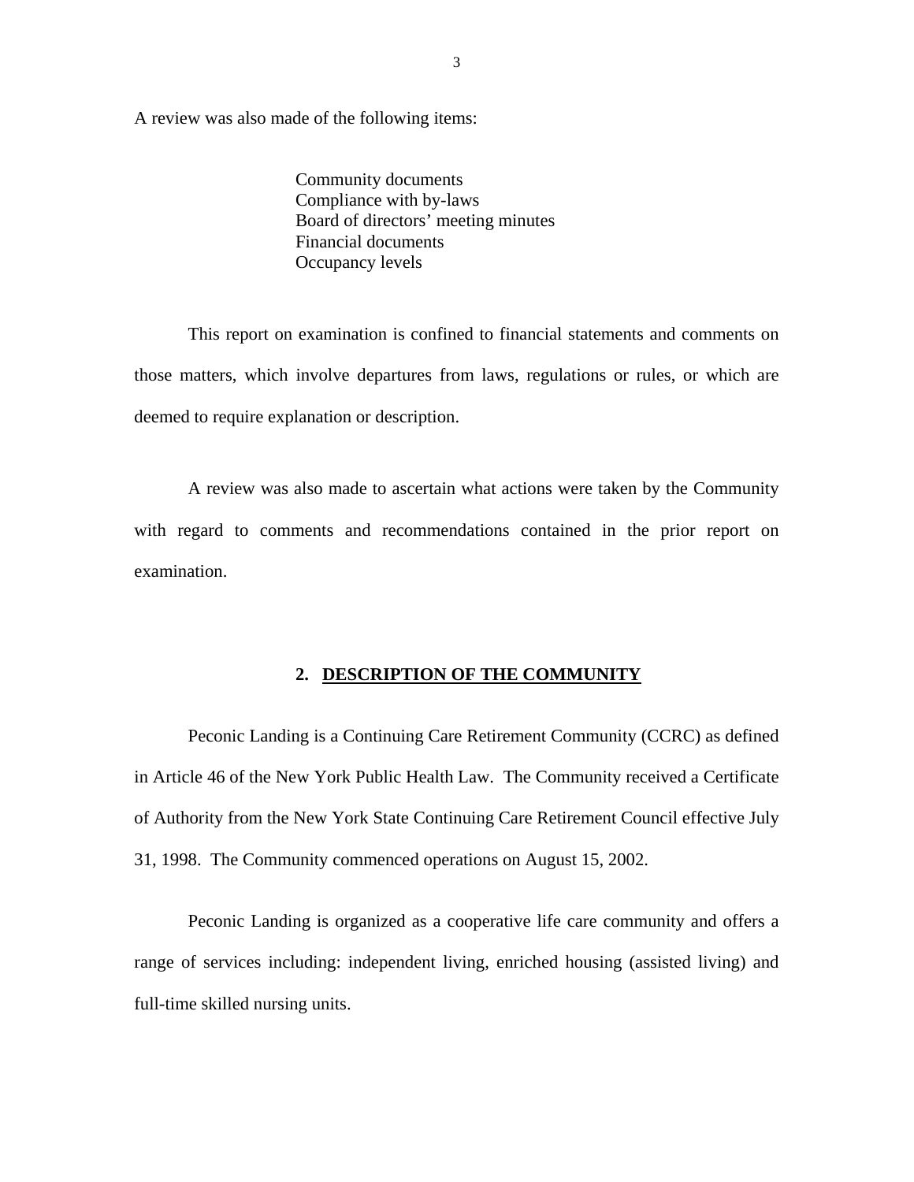A review was also made of the following items:

- Community documents
- Compliance with by-laws
- Board of directors' meeting minutes
- Financial documents
- Occupancy levels

This report on examination is confined to financial statements and comments on those matters, which involve departures from laws, regulations or rules, or which are deemed to require explanation or description.

A review was also made to ascertain what actions were taken by the Community with regard to comments and recommendations contained in the prior report on examination.

## 2. DESCRIPTION OF THE COMMUNITY

Peconic Landing is a Continuing Care Retirement Community (CCRC) as defined in Article 46 of the New York Public Health Law. The Community received a Certificate of Authority from the New York State Continuing Care Retirement Council effective July 31, 1998. The Community commenced operations on August 15, 2002.

Peconic Landing is organized as a cooperative life care community and offers a range of services including: independent living, enriched housing (assisted living) and full-time skilled nursing units.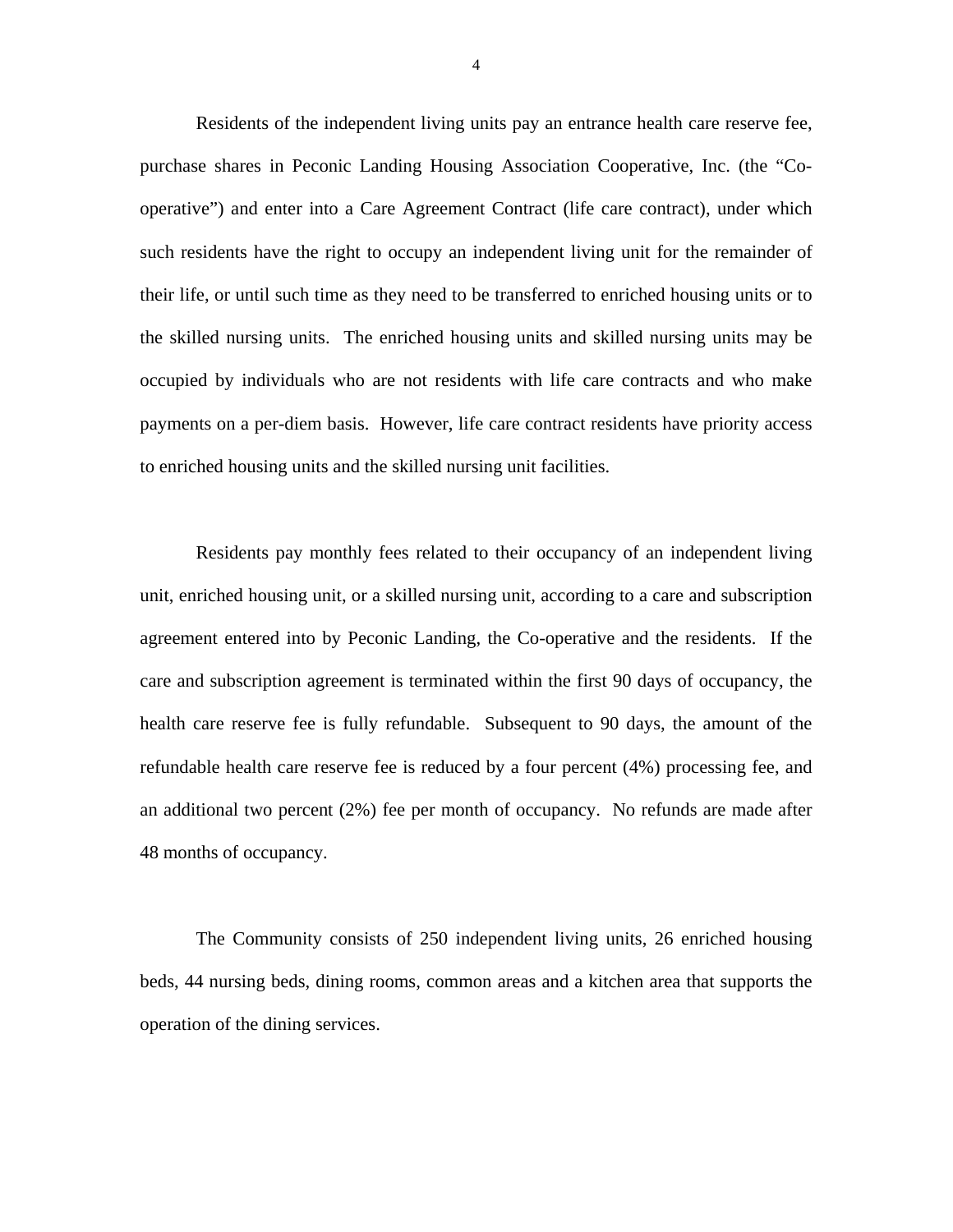Residents of the independent living units pay an entrance health care reserve fee, purchase shares in Peconic Landing Housing Association Cooperative, Inc. (the "Co-operative") and enter into a Care Agreement Contract (life care contract), under which such residents have the right to occupy an independent living unit for the remainder of their life, or until such time as they need to be transferred to enriched housing units or to the skilled nursing units. The enriched housing units and skilled nursing units may be occupied by individuals who are not residents with life care contracts and who make payments on a per-diem basis. However, life care contract residents have priority access to enriched housing units and the skilled nursing unit facilities.

Residents pay monthly fees related to their occupancy of an independent living unit, enriched housing unit, or a skilled nursing unit, according to a care and subscription agreement entered into by Peconic Landing, the Co-operative and the residents. If the care and subscription agreement is terminated within the first 90 days of occupancy, the health care reserve fee is fully refundable. Subsequent to 90 days, the amount of the refundable health care reserve fee is reduced by a four percent (4%) processing fee, and an additional two percent (2%) fee per month of occupancy. No refunds are made after 48 months of occupancy.

The Community consists of 250 independent living units, 26 enriched housing beds, 44 nursing beds, dining rooms, common areas and a kitchen area that supports the operation of the dining services.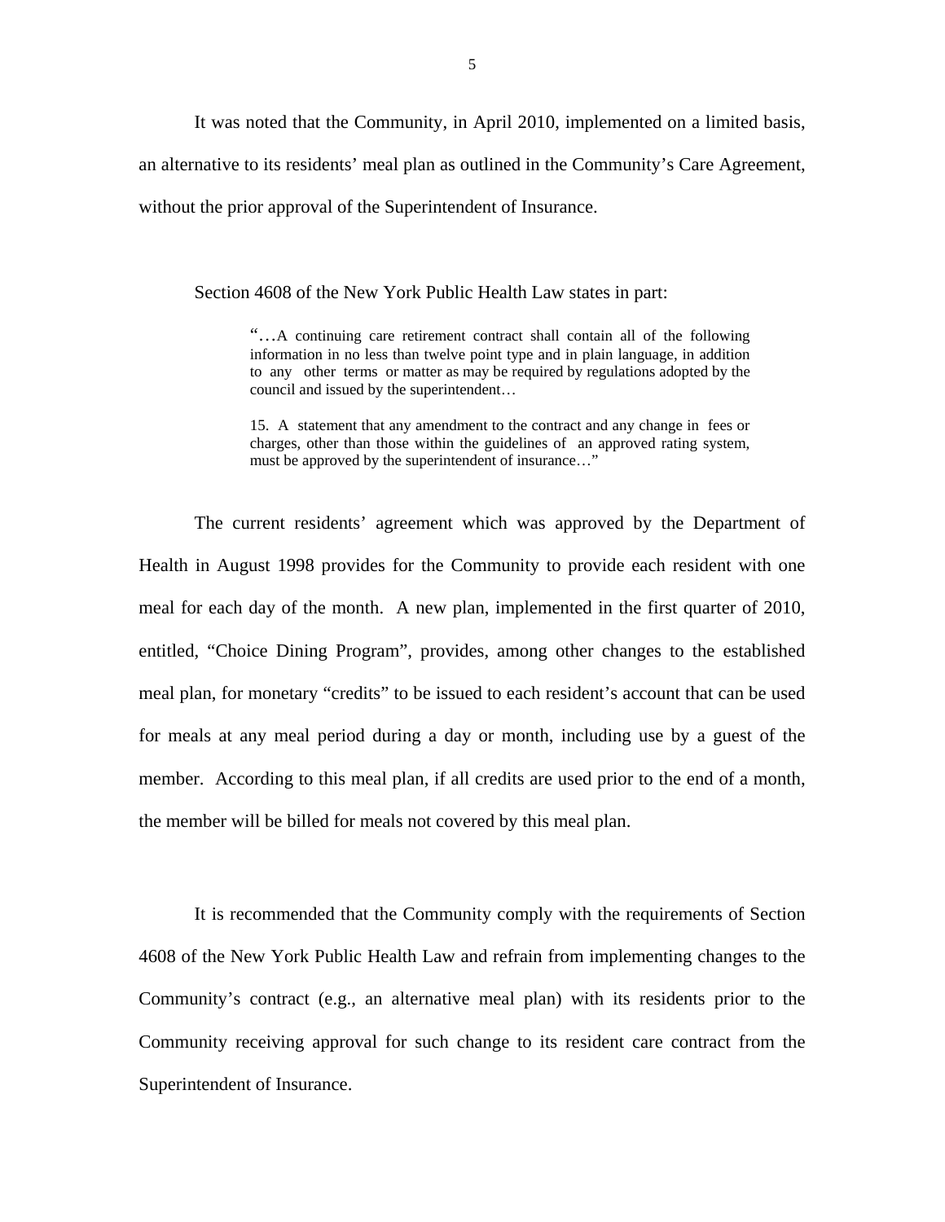It was noted that the Community, in April 2010, implemented on a limited basis, an alternative to its residents' meal plan as outlined in the Community's Care Agreement, without the prior approval of the Superintendent of Insurance.

Section 4608 of the New York Public Health Law states in part:

> "…A continuing care retirement contract shall contain all of the following information in no less than twelve point type and in plain language, in addition to any other terms or matter as may be required by regulations adopted by the council and issued by the superintendent…
>
> 15. A statement that any amendment to the contract and any change in fees or charges, other than those within the guidelines of an approved rating system, must be approved by the superintendent of insurance…"

The current residents' agreement which was approved by the Department of Health in August 1998 provides for the Community to provide each resident with one meal for each day of the month. A new plan, implemented in the first quarter of 2010, entitled, "Choice Dining Program", provides, among other changes to the established meal plan, for monetary "credits" to be issued to each resident's account that can be used for meals at any meal period during a day or month, including use by a guest of the member. According to this meal plan, if all credits are used prior to the end of a month, the member will be billed for meals not covered by this meal plan.

It is recommended that the Community comply with the requirements of Section 4608 of the New York Public Health Law and refrain from implementing changes to the Community's contract (e.g., an alternative meal plan) with its residents prior to the Community receiving approval for such change to its resident care contract from the Superintendent of Insurance.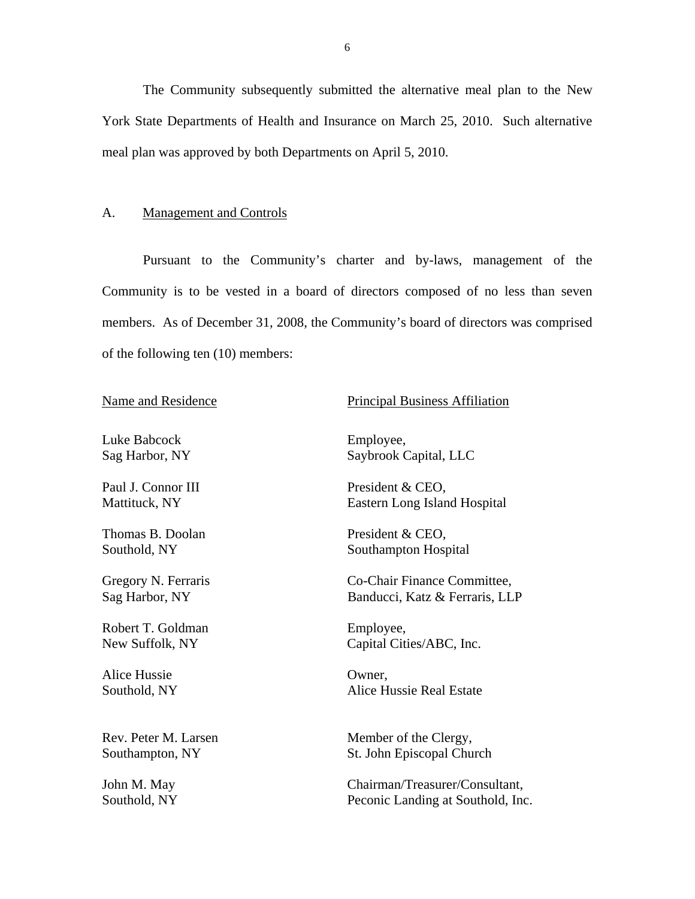The Community subsequently submitted the alternative meal plan to the New York State Departments of Health and Insurance on March 25, 2010. Such alternative meal plan was approved by both Departments on April 5, 2010.

## A. Management and Controls

Pursuant to the Community's charter and by-laws, management of the Community is to be vested in a board of directors composed of no less than seven members. As of December 31, 2008, the Community's board of directors was comprised of the following ten (10) members:

| Name and Residence | Principal Business Affiliation |
|---|---|
| Luke Babcock<br>Sag Harbor, NY | Employee,<br>Saybrook Capital, LLC |
| Paul J. Connor III<br>Mattituck, NY | President & CEO,<br>Eastern Long Island Hospital |
| Thomas B. Doolan<br>Southold, NY | President & CEO,<br>Southampton Hospital |
| Gregory N. Ferraris<br>Sag Harbor, NY | Co-Chair Finance Committee,<br>Banducci, Katz & Ferraris, LLP |
| Robert T. Goldman<br>New Suffolk, NY | Employee,<br>Capital Cities/ABC, Inc. |
| Alice Hussie<br>Southold, NY | Owner,<br>Alice Hussie Real Estate |
| Rev. Peter M. Larsen<br>Southampton, NY | Member of the Clergy,<br>St. John Episcopal Church |
| John M. May<br>Southold, NY | Chairman/Treasurer/Consultant,<br>Peconic Landing at Southold, Inc. |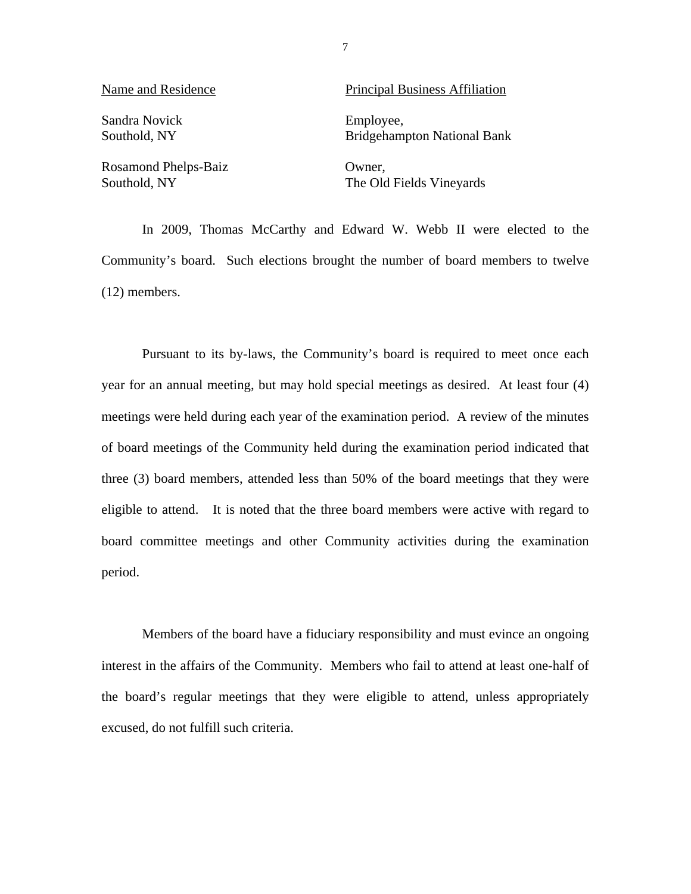| Name and Residence | Principal Business Affiliation |
|---|---|
| Sandra Novick<br>Southold, NY | Employee,<br>Bridgehampton National Bank |
| Rosamond Phelps-Baiz<br>Southold, NY | Owner,<br>The Old Fields Vineyards |

In 2009, Thomas McCarthy and Edward W. Webb II were elected to the Community's board. Such elections brought the number of board members to twelve (12) members.

Pursuant to its by-laws, the Community's board is required to meet once each year for an annual meeting, but may hold special meetings as desired. At least four (4) meetings were held during each year of the examination period. A review of the minutes of board meetings of the Community held during the examination period indicated that three (3) board members, attended less than 50% of the board meetings that they were eligible to attend. It is noted that the three board members were active with regard to board committee meetings and other Community activities during the examination period.

Members of the board have a fiduciary responsibility and must evince an ongoing interest in the affairs of the Community. Members who fail to attend at least one-half of the board's regular meetings that they were eligible to attend, unless appropriately excused, do not fulfill such criteria.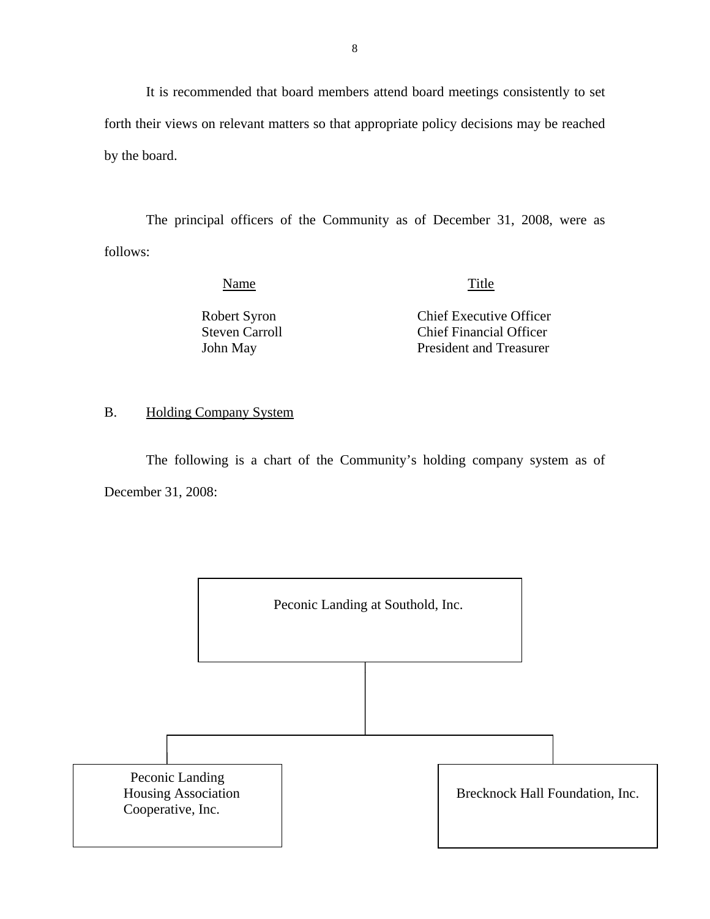It is recommended that board members attend board meetings consistently to set forth their views on relevant matters so that appropriate policy decisions may be reached by the board.

The principal officers of the Community as of December 31, 2008, were as follows:

| Name | Title |
|---|---|
| Robert Syron | Chief Executive Officer |
| Steven Carroll | Chief Financial Officer |
| John May | President and Treasurer |

B. Holding Company System

The following is a chart of the Community's holding company system as of December 31, 2008:

Peconic Landing at Southold, Inc.

Peconic Landing Housing Association Cooperative, Inc.

Brecknock Hall Foundation, Inc.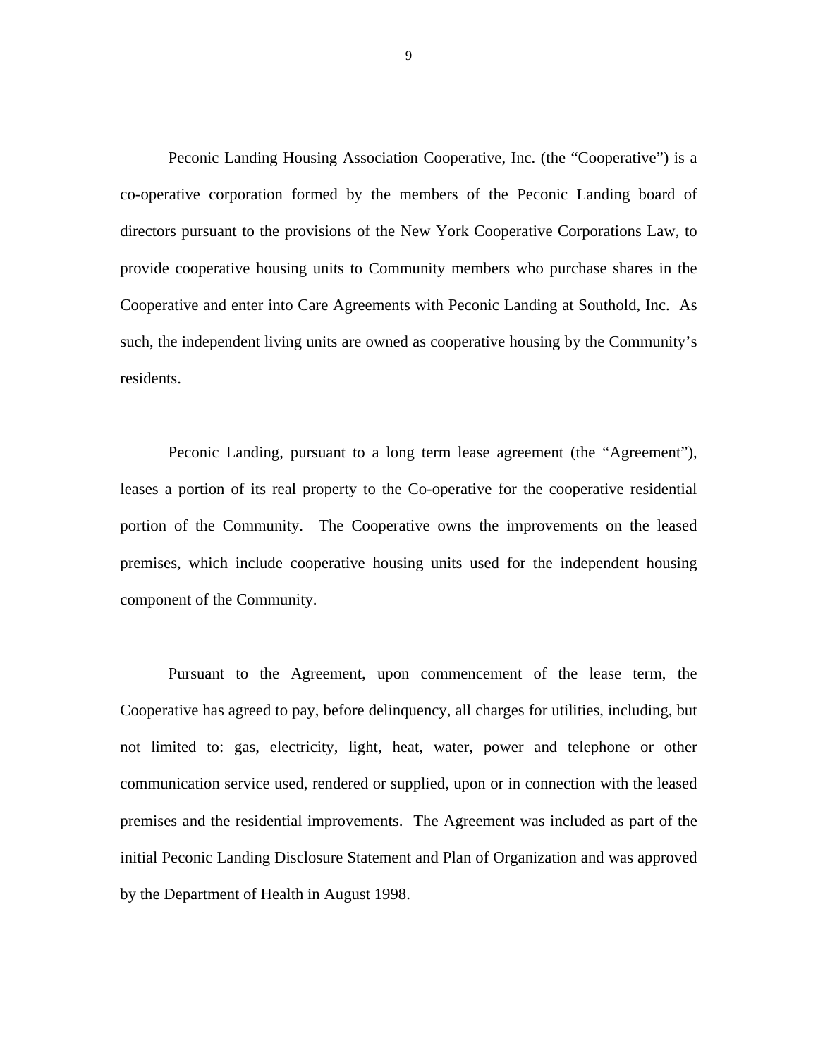Peconic Landing Housing Association Cooperative, Inc. (the "Cooperative") is a co-operative corporation formed by the members of the Peconic Landing board of directors pursuant to the provisions of the New York Cooperative Corporations Law, to provide cooperative housing units to Community members who purchase shares in the Cooperative and enter into Care Agreements with Peconic Landing at Southold, Inc. As such, the independent living units are owned as cooperative housing by the Community's residents.

Peconic Landing, pursuant to a long term lease agreement (the "Agreement"), leases a portion of its real property to the Co-operative for the cooperative residential portion of the Community. The Cooperative owns the improvements on the leased premises, which include cooperative housing units used for the independent housing component of the Community.

Pursuant to the Agreement, upon commencement of the lease term, the Cooperative has agreed to pay, before delinquency, all charges for utilities, including, but not limited to: gas, electricity, light, heat, water, power and telephone or other communication service used, rendered or supplied, upon or in connection with the leased premises and the residential improvements. The Agreement was included as part of the initial Peconic Landing Disclosure Statement and Plan of Organization and was approved by the Department of Health in August 1998.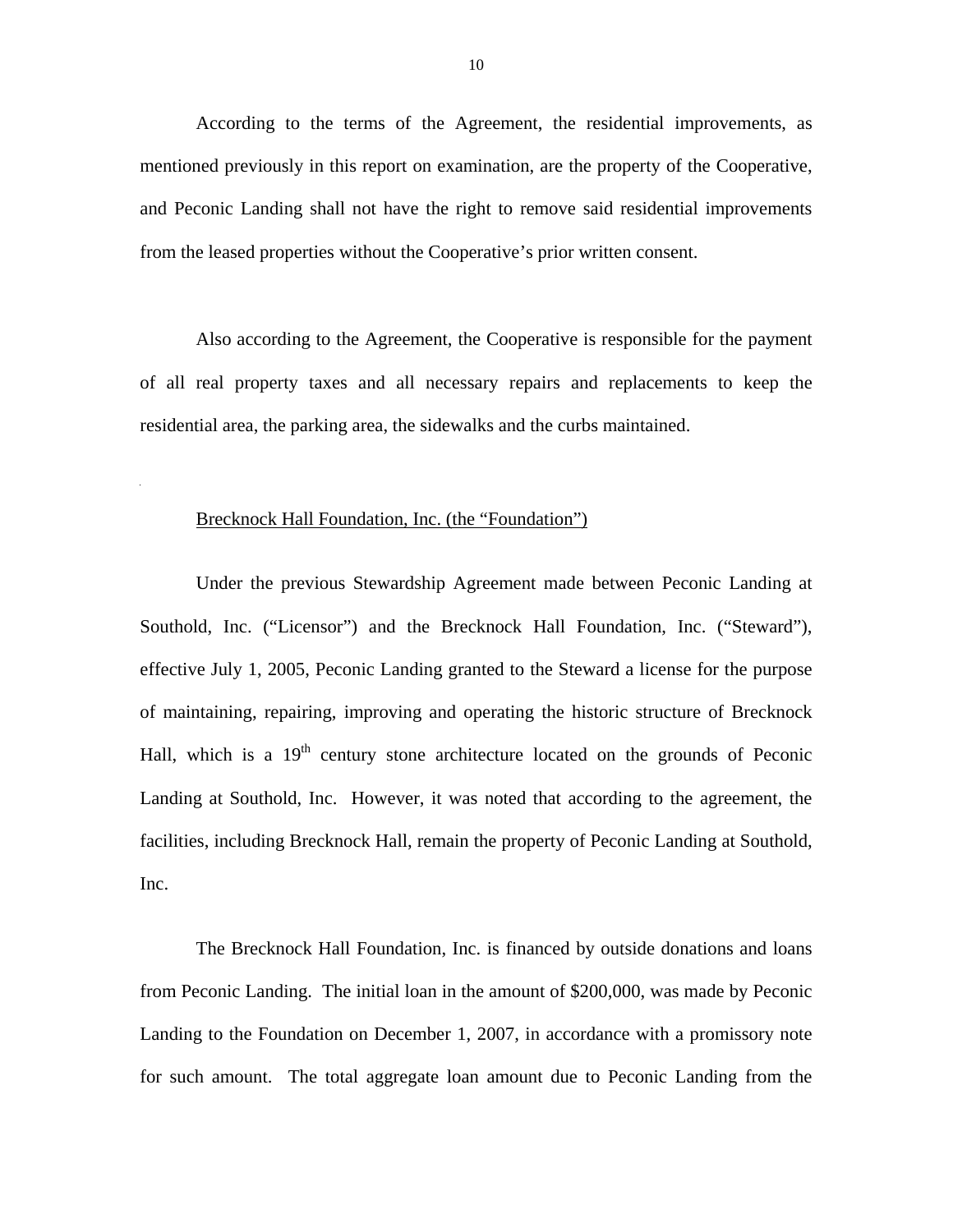According to the terms of the Agreement, the residential improvements, as mentioned previously in this report on examination, are the property of the Cooperative, and Peconic Landing shall not have the right to remove said residential improvements from the leased properties without the Cooperative's prior written consent.

Also according to the Agreement, the Cooperative is responsible for the payment of all real property taxes and all necessary repairs and replacements to keep the residential area, the parking area, the sidewalks and the curbs maintained.

Brecknock Hall Foundation, Inc. (the "Foundation")

Under the previous Stewardship Agreement made between Peconic Landing at Southold, Inc. ("Licensor") and the Brecknock Hall Foundation, Inc. ("Steward"), effective July 1, 2005, Peconic Landing granted to the Steward a license for the purpose of maintaining, repairing, improving and operating the historic structure of Brecknock Hall, which is a 19th century stone architecture located on the grounds of Peconic Landing at Southold, Inc. However, it was noted that according to the agreement, the facilities, including Brecknock Hall, remain the property of Peconic Landing at Southold, Inc.

The Brecknock Hall Foundation, Inc. is financed by outside donations and loans from Peconic Landing. The initial loan in the amount of $200,000, was made by Peconic Landing to the Foundation on December 1, 2007, in accordance with a promissory note for such amount. The total aggregate loan amount due to Peconic Landing from the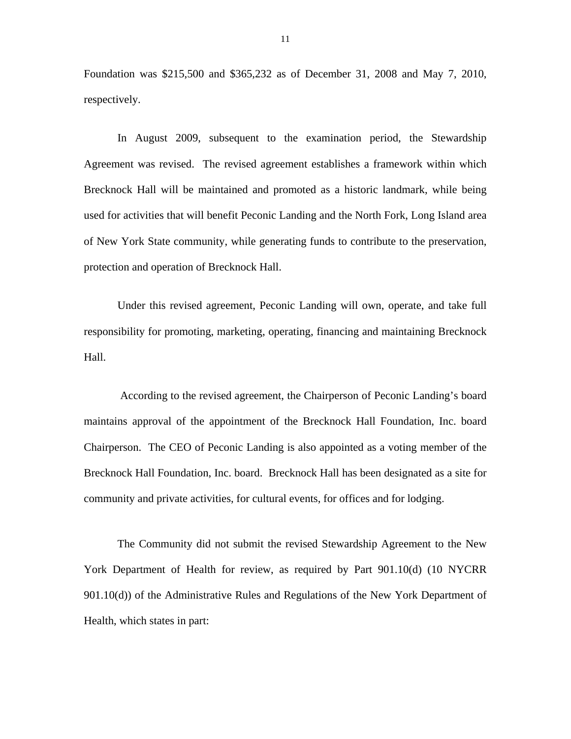Foundation was $215,500 and $365,232 as of December 31, 2008 and May 7, 2010, respectively.

In August 2009, subsequent to the examination period, the Stewardship Agreement was revised. The revised agreement establishes a framework within which Brecknock Hall will be maintained and promoted as a historic landmark, while being used for activities that will benefit Peconic Landing and the North Fork, Long Island area of New York State community, while generating funds to contribute to the preservation, protection and operation of Brecknock Hall.

Under this revised agreement, Peconic Landing will own, operate, and take full responsibility for promoting, marketing, operating, financing and maintaining Brecknock Hall.

According to the revised agreement, the Chairperson of Peconic Landing's board maintains approval of the appointment of the Brecknock Hall Foundation, Inc. board Chairperson. The CEO of Peconic Landing is also appointed as a voting member of the Brecknock Hall Foundation, Inc. board. Brecknock Hall has been designated as a site for community and private activities, for cultural events, for offices and for lodging.

The Community did not submit the revised Stewardship Agreement to the New York Department of Health for review, as required by Part 901.10(d) (10 NYCRR 901.10(d)) of the Administrative Rules and Regulations of the New York Department of Health, which states in part: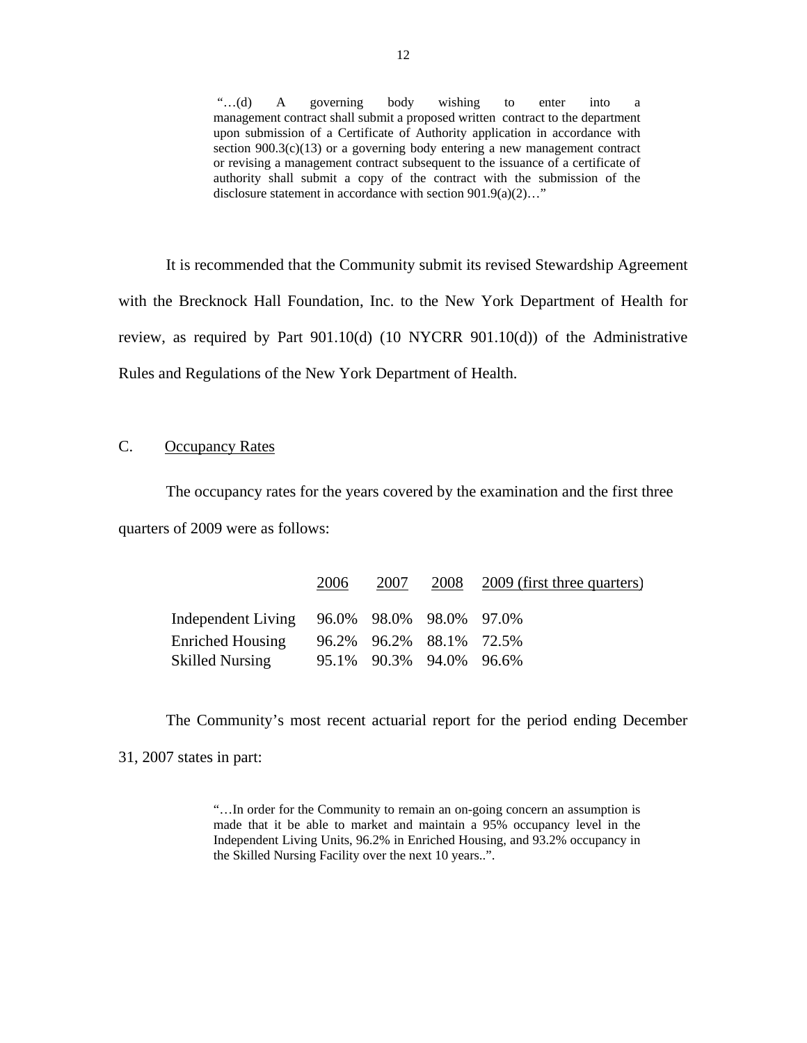> "…(d) A governing body wishing to enter into a management contract shall submit a proposed written contract to the department upon submission of a Certificate of Authority application in accordance with section 900.3(c)(13) or a governing body entering a new management contract or revising a management contract subsequent to the issuance of a certificate of authority shall submit a copy of the contract with the submission of the disclosure statement in accordance with section 901.9(a)(2)…"

It is recommended that the Community submit its revised Stewardship Agreement with the Brecknock Hall Foundation, Inc. to the New York Department of Health for review, as required by Part 901.10(d) (10 NYCRR 901.10(d)) of the Administrative Rules and Regulations of the New York Department of Health.

C. Occupancy Rates

The occupancy rates for the years covered by the examination and the first three quarters of 2009 were as follows:

| | 2006 | 2007 | 2008 | 2009 (first three quarters) |
|---|---|---|---|---|
| Independent Living | 96.0% | 98.0% | 98.0% | 97.0% |
| Enriched Housing | 96.2% | 96.2% | 88.1% | 72.5% |
| Skilled Nursing | 95.1% | 90.3% | 94.0% | 96.6% |

The Community's most recent actuarial report for the period ending December 31, 2007 states in part:

> "…In order for the Community to remain an on-going concern an assumption is made that it be able to market and maintain a 95% occupancy level in the Independent Living Units, 96.2% in Enriched Housing, and 93.2% occupancy in the Skilled Nursing Facility over the next 10 years..".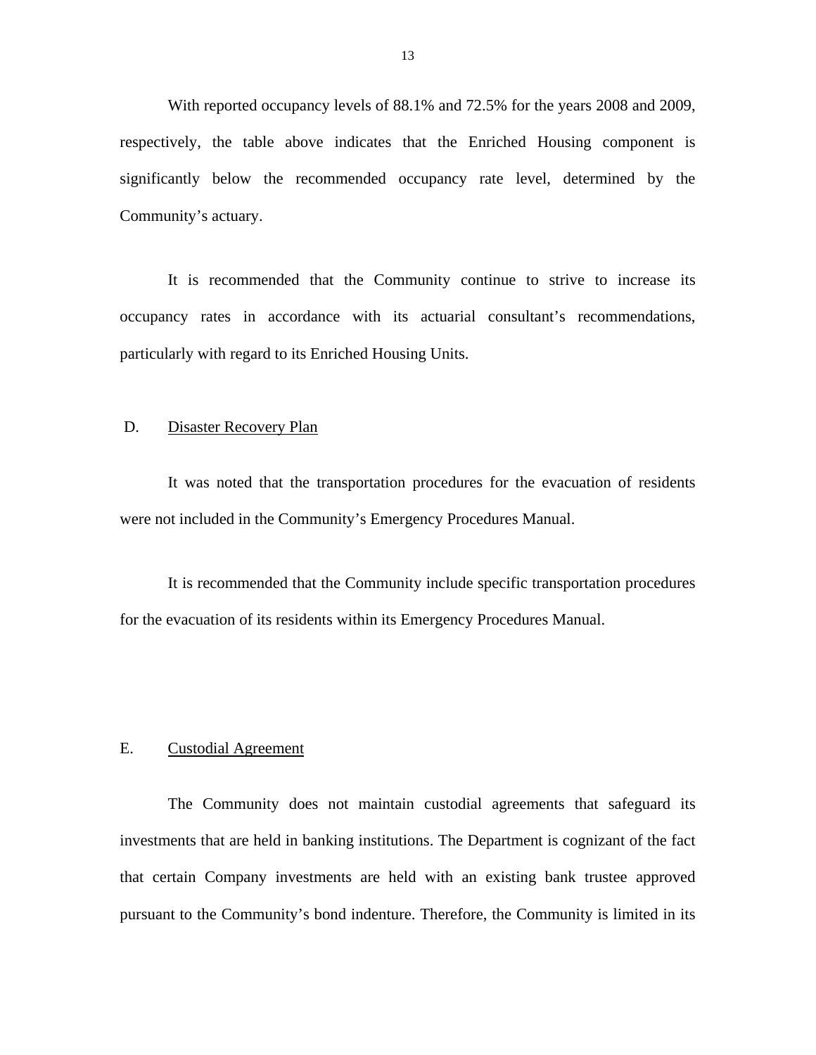With reported occupancy levels of 88.1% and 72.5% for the years 2008 and 2009, respectively, the table above indicates that the Enriched Housing component is significantly below the recommended occupancy rate level, determined by the Community's actuary.

It is recommended that the Community continue to strive to increase its occupancy rates in accordance with its actuarial consultant's recommendations, particularly with regard to its Enriched Housing Units.

## D. Disaster Recovery Plan

It was noted that the transportation procedures for the evacuation of residents were not included in the Community's Emergency Procedures Manual.

It is recommended that the Community include specific transportation procedures for the evacuation of its residents within its Emergency Procedures Manual.

## E. Custodial Agreement

The Community does not maintain custodial agreements that safeguard its investments that are held in banking institutions. The Department is cognizant of the fact that certain Company investments are held with an existing bank trustee approved pursuant to the Community's bond indenture. Therefore, the Community is limited in its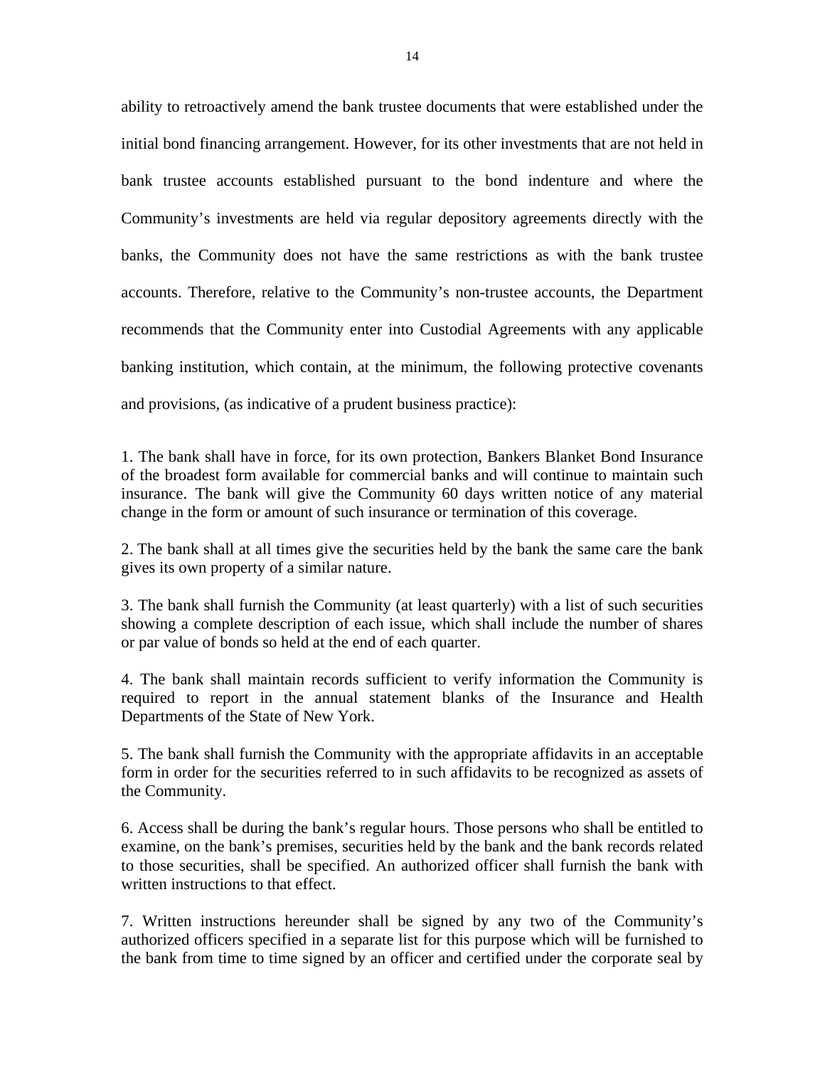ability to retroactively amend the bank trustee documents that were established under the initial bond financing arrangement. However, for its other investments that are not held in bank trustee accounts established pursuant to the bond indenture and where the Community's investments are held via regular depository agreements directly with the banks, the Community does not have the same restrictions as with the bank trustee accounts. Therefore, relative to the Community's non-trustee accounts, the Department recommends that the Community enter into Custodial Agreements with any applicable banking institution, which contain, at the minimum, the following protective covenants and provisions, (as indicative of a prudent business practice):

1. The bank shall have in force, for its own protection, Bankers Blanket Bond Insurance of the broadest form available for commercial banks and will continue to maintain such insurance. The bank will give the Community 60 days written notice of any material change in the form or amount of such insurance or termination of this coverage.

2. The bank shall at all times give the securities held by the bank the same care the bank gives its own property of a similar nature.

3. The bank shall furnish the Community (at least quarterly) with a list of such securities showing a complete description of each issue, which shall include the number of shares or par value of bonds so held at the end of each quarter.

4. The bank shall maintain records sufficient to verify information the Community is required to report in the annual statement blanks of the Insurance and Health Departments of the State of New York.

5. The bank shall furnish the Community with the appropriate affidavits in an acceptable form in order for the securities referred to in such affidavits to be recognized as assets of the Community.

6. Access shall be during the bank's regular hours. Those persons who shall be entitled to examine, on the bank's premises, securities held by the bank and the bank records related to those securities, shall be specified. An authorized officer shall furnish the bank with written instructions to that effect.

7. Written instructions hereunder shall be signed by any two of the Community's authorized officers specified in a separate list for this purpose which will be furnished to the bank from time to time signed by an officer and certified under the corporate seal by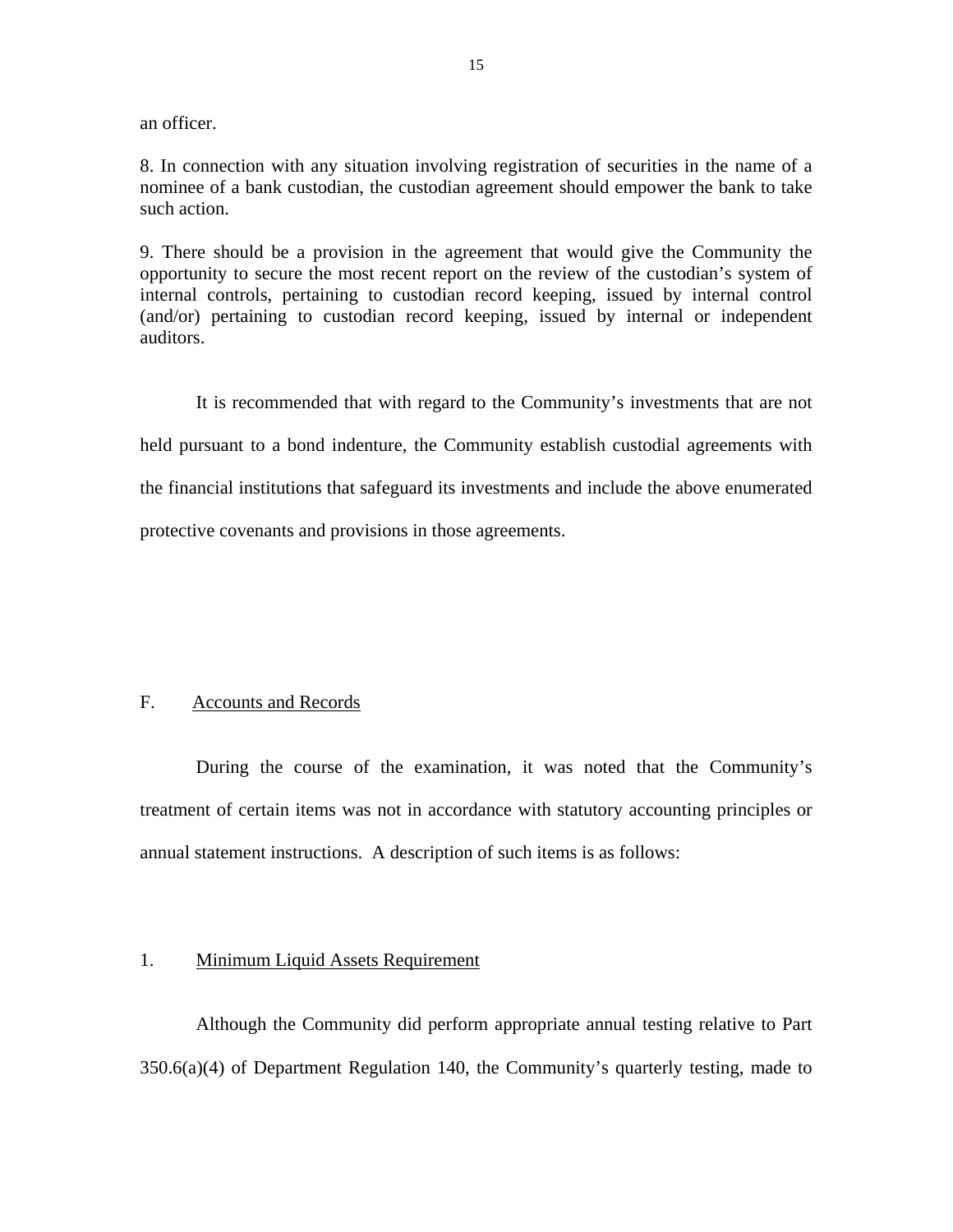an officer.

8. In connection with any situation involving registration of securities in the name of a nominee of a bank custodian, the custodian agreement should empower the bank to take such action.

9. There should be a provision in the agreement that would give the Community the opportunity to secure the most recent report on the review of the custodian's system of internal controls, pertaining to custodian record keeping, issued by internal control (and/or) pertaining to custodian record keeping, issued by internal or independent auditors.

It is recommended that with regard to the Community's investments that are not held pursuant to a bond indenture, the Community establish custodial agreements with the financial institutions that safeguard its investments and include the above enumerated protective covenants and provisions in those agreements.

## F. Accounts and Records

During the course of the examination, it was noted that the Community's treatment of certain items was not in accordance with statutory accounting principles or annual statement instructions. A description of such items is as follows:

### 1. Minimum Liquid Assets Requirement

Although the Community did perform appropriate annual testing relative to Part 350.6(a)(4) of Department Regulation 140, the Community's quarterly testing, made to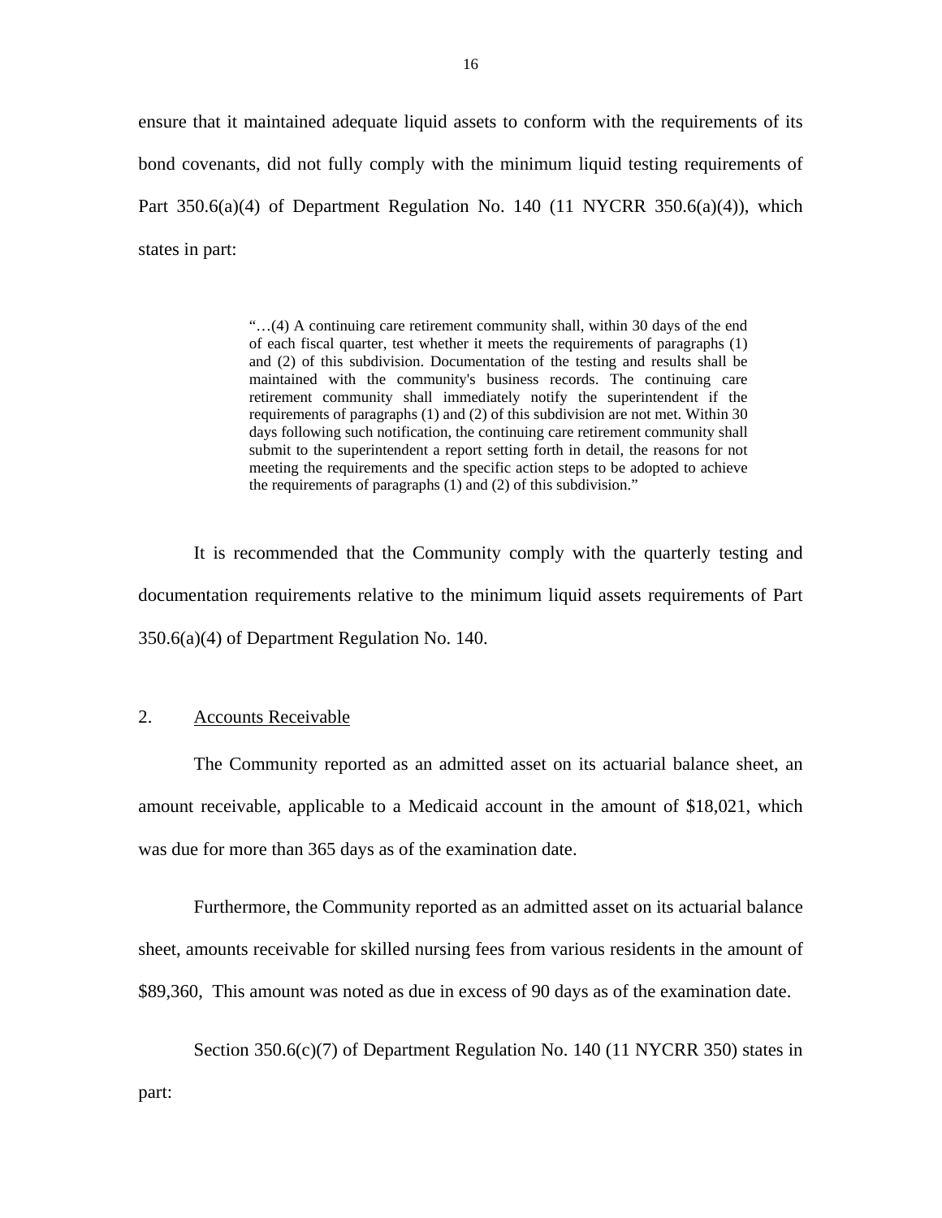ensure that it maintained adequate liquid assets to conform with the requirements of its bond covenants, did not fully comply with the minimum liquid testing requirements of Part 350.6(a)(4) of Department Regulation No. 140 (11 NYCRR 350.6(a)(4)), which states in part:

> "…(4) A continuing care retirement community shall, within 30 days of the end of each fiscal quarter, test whether it meets the requirements of paragraphs (1) and (2) of this subdivision. Documentation of the testing and results shall be maintained with the community's business records. The continuing care retirement community shall immediately notify the superintendent if the requirements of paragraphs (1) and (2) of this subdivision are not met. Within 30 days following such notification, the continuing care retirement community shall submit to the superintendent a report setting forth in detail, the reasons for not meeting the requirements and the specific action steps to be adopted to achieve the requirements of paragraphs (1) and (2) of this subdivision."

It is recommended that the Community comply with the quarterly testing and documentation requirements relative to the minimum liquid assets requirements of Part 350.6(a)(4) of Department Regulation No. 140.

2. <u>Accounts Receivable</u>

The Community reported as an admitted asset on its actuarial balance sheet, an amount receivable, applicable to a Medicaid account in the amount of $18,021, which was due for more than 365 days as of the examination date.

Furthermore, the Community reported as an admitted asset on its actuarial balance sheet, amounts receivable for skilled nursing fees from various residents in the amount of $89,360, This amount was noted as due in excess of 90 days as of the examination date.

Section 350.6(c)(7) of Department Regulation No. 140 (11 NYCRR 350) states in part: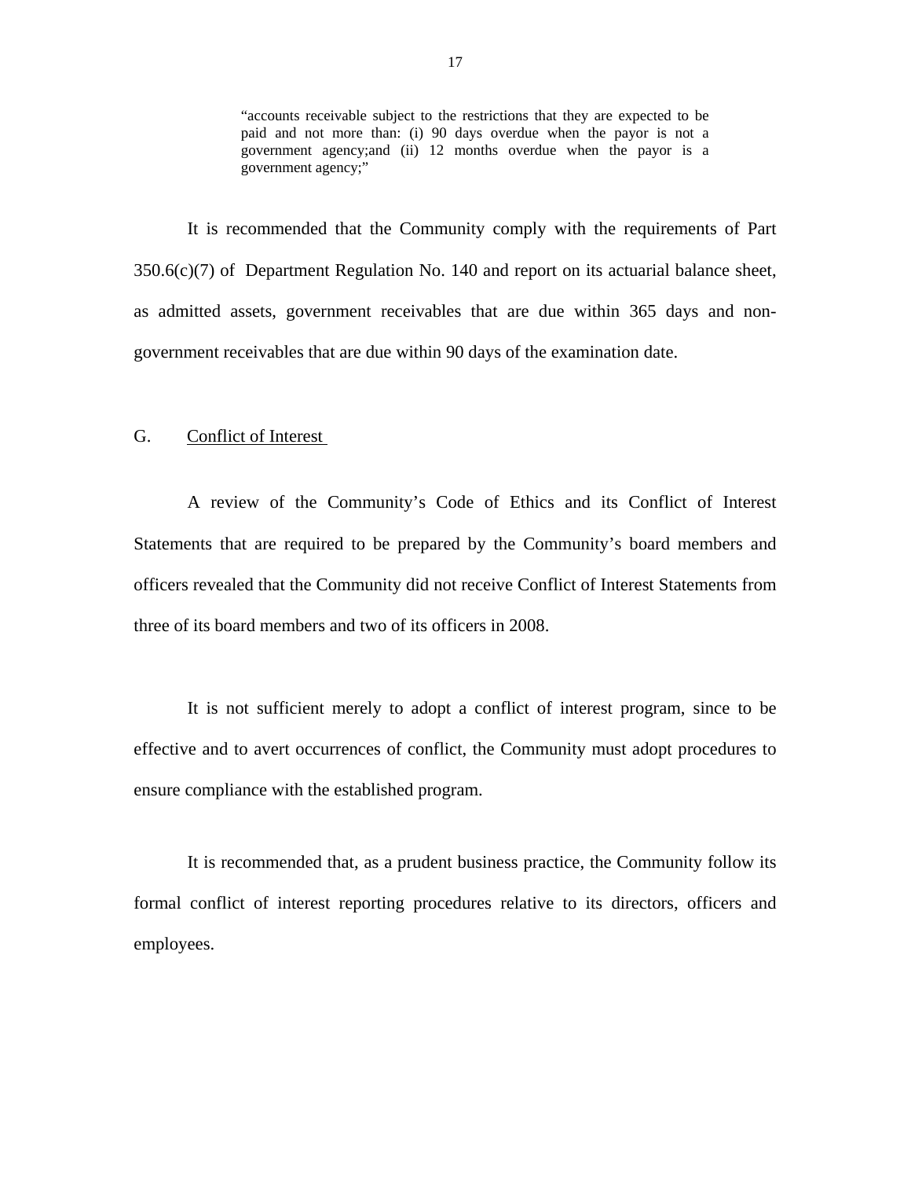> "accounts receivable subject to the restrictions that they are expected to be paid and not more than: (i) 90 days overdue when the payor is not a government agency;and (ii) 12 months overdue when the payor is a government agency;"

It is recommended that the Community comply with the requirements of Part 350.6(c)(7) of Department Regulation No. 140 and report on its actuarial balance sheet, as admitted assets, government receivables that are due within 365 days and non-government receivables that are due within 90 days of the examination date.

## G. Conflict of Interest

A review of the Community's Code of Ethics and its Conflict of Interest Statements that are required to be prepared by the Community's board members and officers revealed that the Community did not receive Conflict of Interest Statements from three of its board members and two of its officers in 2008.

It is not sufficient merely to adopt a conflict of interest program, since to be effective and to avert occurrences of conflict, the Community must adopt procedures to ensure compliance with the established program.

It is recommended that, as a prudent business practice, the Community follow its formal conflict of interest reporting procedures relative to its directors, officers and employees.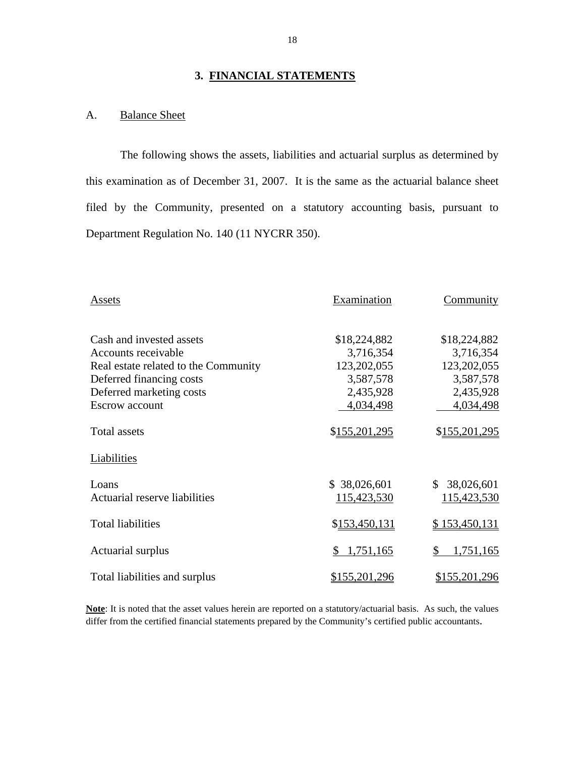## 3. FINANCIAL STATEMENTS

### A. Balance Sheet

The following shows the assets, liabilities and actuarial surplus as determined by this examination as of December 31, 2007. It is the same as the actuarial balance sheet filed by the Community, presented on a statutory accounting basis, pursuant to Department Regulation No. 140 (11 NYCRR 350).

| Assets | Examination | Community |
|---|---|---|
| Cash and invested assets | $18,224,882 | $18,224,882 |
| Accounts receivable | 3,716,354 | 3,716,354 |
| Real estate related to the Community | 123,202,055 | 123,202,055 |
| Deferred financing costs | 3,587,578 | 3,587,578 |
| Deferred marketing costs | 2,435,928 | 2,435,928 |
| Escrow account | 4,034,498 | 4,034,498 |
| Total assets | $155,201,295 | $155,201,295 |
| Liabilities | | |
| Loans | $ 38,026,601 | $ 38,026,601 |
| Actuarial reserve liabilities | 115,423,530 | 115,423,530 |
| Total liabilities | $153,450,131 | $ 153,450,131 |
| Actuarial surplus | $ 1,751,165 | $ 1,751,165 |
| Total liabilities and surplus | $155,201,296 | $155,201,296 |

**Note**: It is noted that the asset values herein are reported on a statutory/actuarial basis. As such, the values differ from the certified financial statements prepared by the Community's certified public accountants.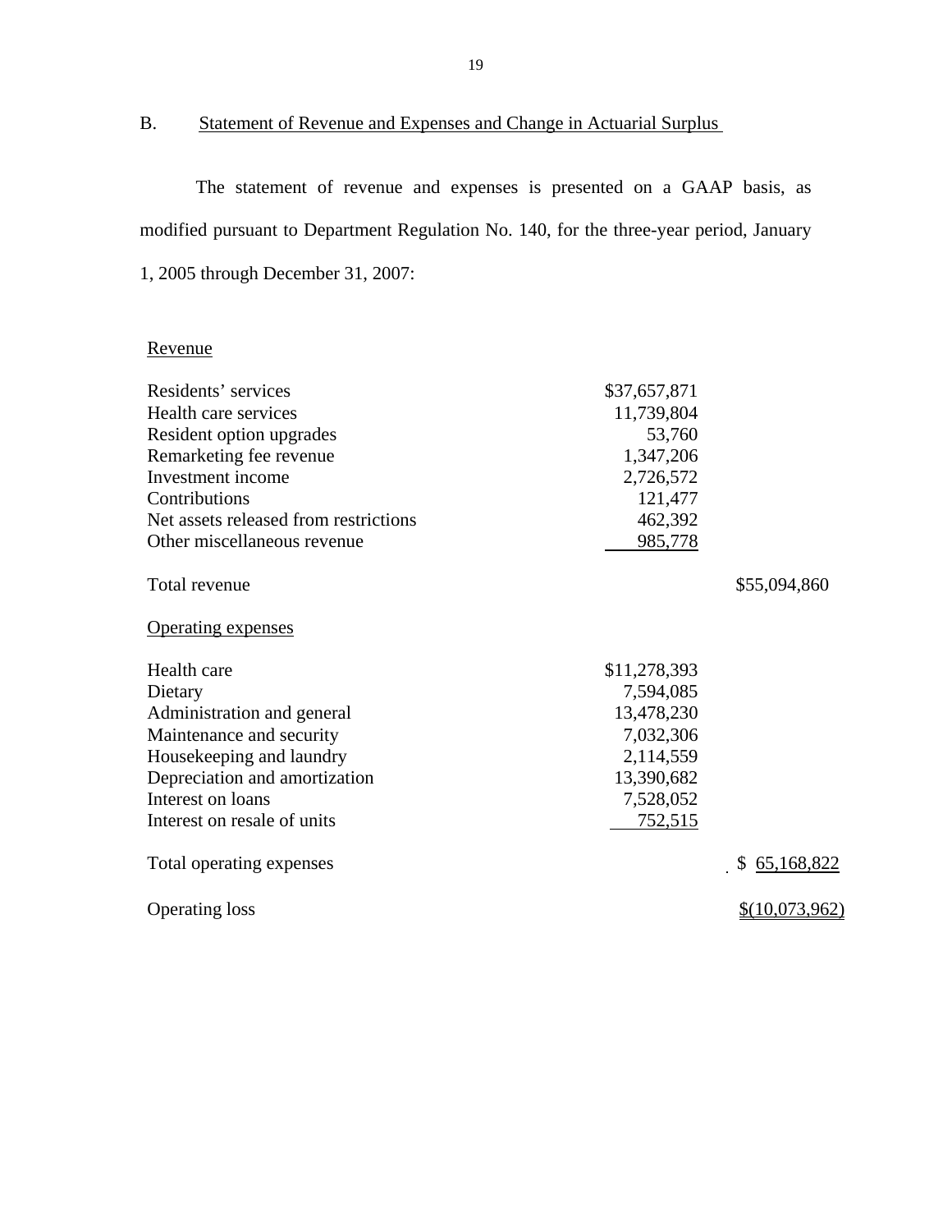## B. Statement of Revenue and Expenses and Change in Actuarial Surplus

The statement of revenue and expenses is presented on a GAAP basis, as modified pursuant to Department Regulation No. 140, for the three-year period, January 1, 2005 through December 31, 2007:

| | | |
|---|---|---|
| Revenue | | |
| Residents' services | $37,657,871 | |
| Health care services | 11,739,804 | |
| Resident option upgrades | 53,760 | |
| Remarketing fee revenue | 1,347,206 | |
| Investment income | 2,726,572 | |
| Contributions | 121,477 | |
| Net assets released from restrictions | 462,392 | |
| Other miscellaneous revenue | 985,778 | |
| Total revenue | | $55,094,860 |
| Operating expenses | | |
| Health care | $11,278,393 | |
| Dietary | 7,594,085 | |
| Administration and general | 13,478,230 | |
| Maintenance and security | 7,032,306 | |
| Housekeeping and laundry | 2,114,559 | |
| Depreciation and amortization | 13,390,682 | |
| Interest on loans | 7,528,052 | |
| Interest on resale of units | 752,515 | |
| Total operating expenses | | $ 65,168,822 |
| Operating loss | | $(10,073,962) |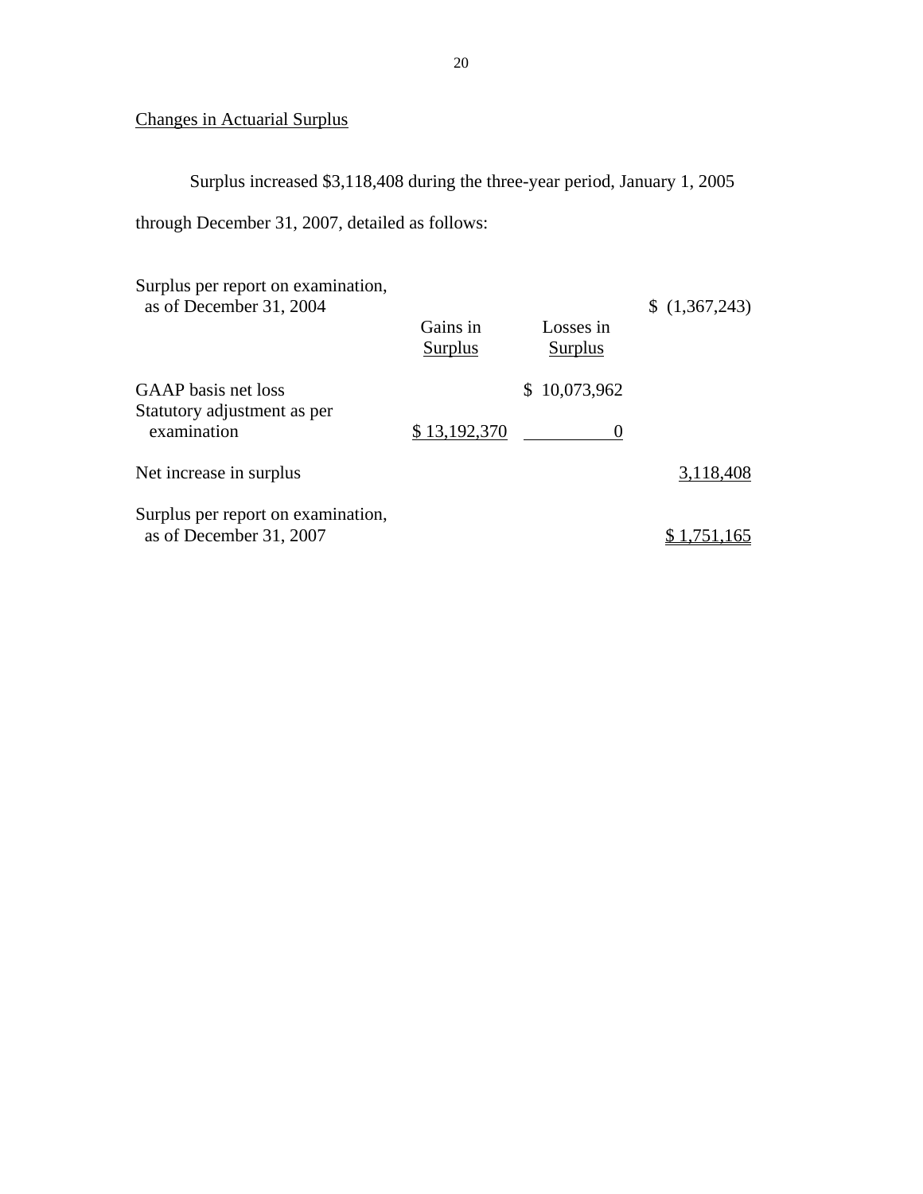Changes in Actuarial Surplus

Surplus increased $3,118,408 during the three-year period, January 1, 2005 through December 31, 2007, detailed as follows:

| | Gains in Surplus | Losses in Surplus | |
|---|---|---|---|
| Surplus per report on examination, as of December 31, 2004 | | | $ (1,367,243) |
| GAAP basis net loss | | $ 10,073,962 | |
| Statutory adjustment as per examination | $ 13,192,370 | 0 | |
| Net increase in surplus | | | 3,118,408 |
| Surplus per report on examination, as of December 31, 2007 | | | $ 1,751,165 |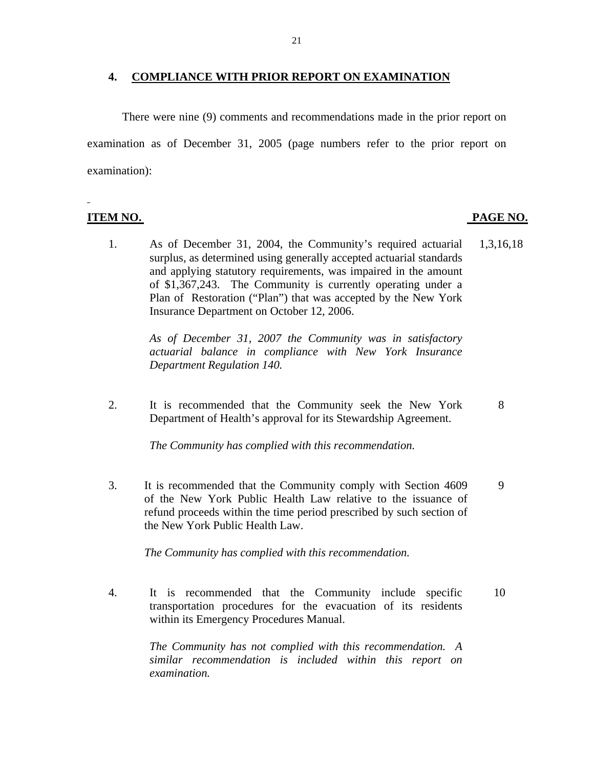## 4. COMPLIANCE WITH PRIOR REPORT ON EXAMINATION

There were nine (9) comments and recommendations made in the prior report on examination as of December 31, 2005 (page numbers refer to the prior report on examination):

| ITEM NO. | | PAGE NO. |
|---|---|---|
| 1. | As of December 31, 2004, the Community's required actuarial surplus, as determined using generally accepted actuarial standards and applying statutory requirements, was impaired in the amount of $1,367,243. The Community is currently operating under a Plan of Restoration ("Plan") that was accepted by the New York Insurance Department on October 12, 2006.<br><br>*As of December 31, 2007 the Community was in satisfactory actuarial balance in compliance with New York Insurance Department Regulation 140.* | 1,3,16,18 |
| 2. | It is recommended that the Community seek the New York Department of Health's approval for its Stewardship Agreement.<br><br>*The Community has complied with this recommendation.* | 8 |
| 3. | It is recommended that the Community comply with Section 4609 of the New York Public Health Law relative to the issuance of refund proceeds within the time period prescribed by such section of the New York Public Health Law.<br><br>*The Community has complied with this recommendation.* | 9 |
| 4. | It is recommended that the Community include specific transportation procedures for the evacuation of its residents within its Emergency Procedures Manual.<br><br>*The Community has not complied with this recommendation. A similar recommendation is included within this report on examination.* | 10 |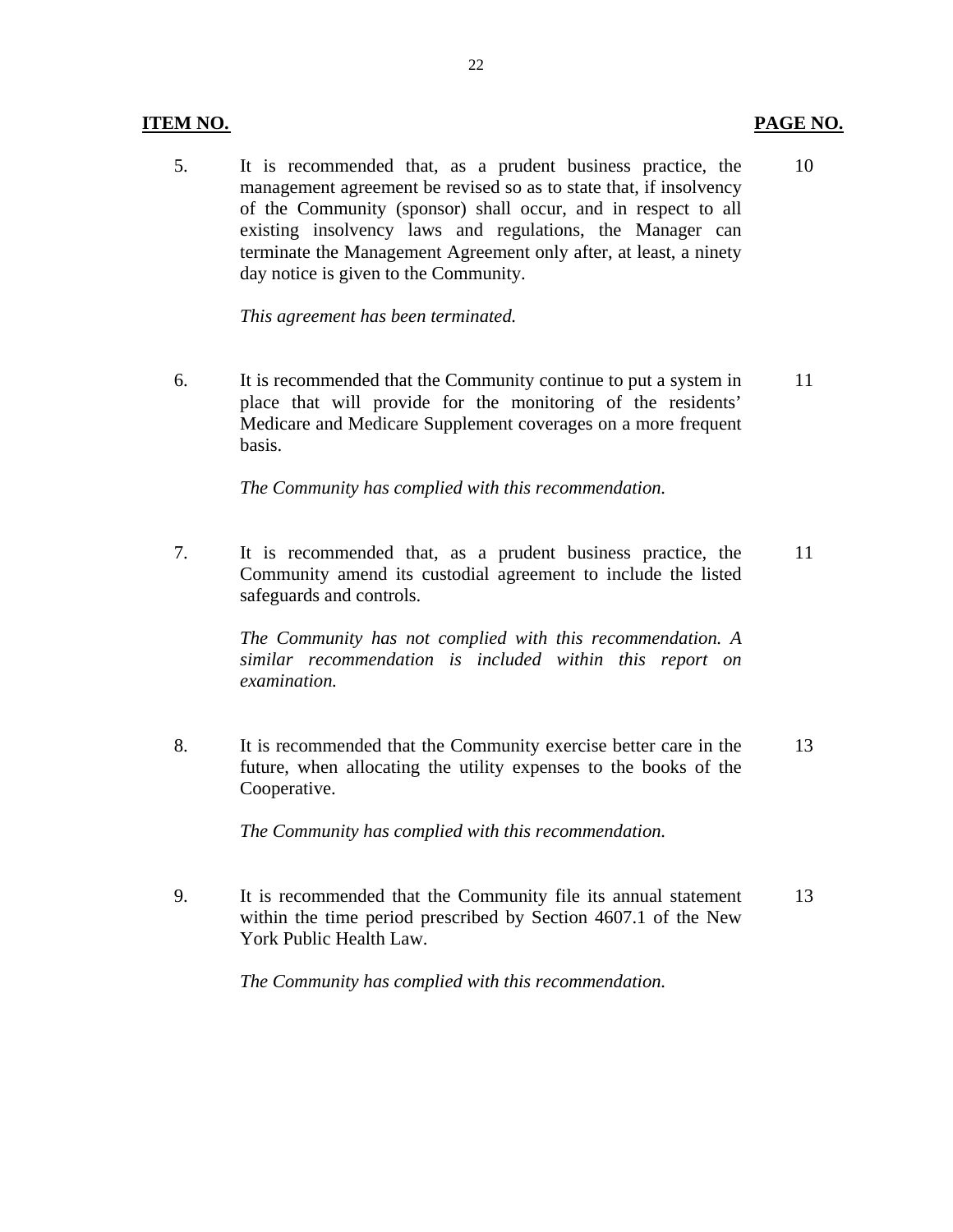| ITEM NO. | | PAGE NO. |
|---|---|---|
| 5. | It is recommended that, as a prudent business practice, the management agreement be revised so as to state that, if insolvency of the Community (sponsor) shall occur, and in respect to all existing insolvency laws and regulations, the Manager can terminate the Management Agreement only after, at least, a ninety day notice is given to the Community.<br><br>*This agreement has been terminated.* | 10 |
| 6. | It is recommended that the Community continue to put a system in place that will provide for the monitoring of the residents' Medicare and Medicare Supplement coverages on a more frequent basis.<br><br>*The Community has complied with this recommendation.* | 11 |
| 7. | It is recommended that, as a prudent business practice, the Community amend its custodial agreement to include the listed safeguards and controls.<br><br>*The Community has not complied with this recommendation. A similar recommendation is included within this report on examination.* | 11 |
| 8. | It is recommended that the Community exercise better care in the future, when allocating the utility expenses to the books of the Cooperative.<br><br>*The Community has complied with this recommendation.* | 13 |
| 9. | It is recommended that the Community file its annual statement within the time period prescribed by Section 4607.1 of the New York Public Health Law.<br><br>*The Community has complied with this recommendation.* | 13 |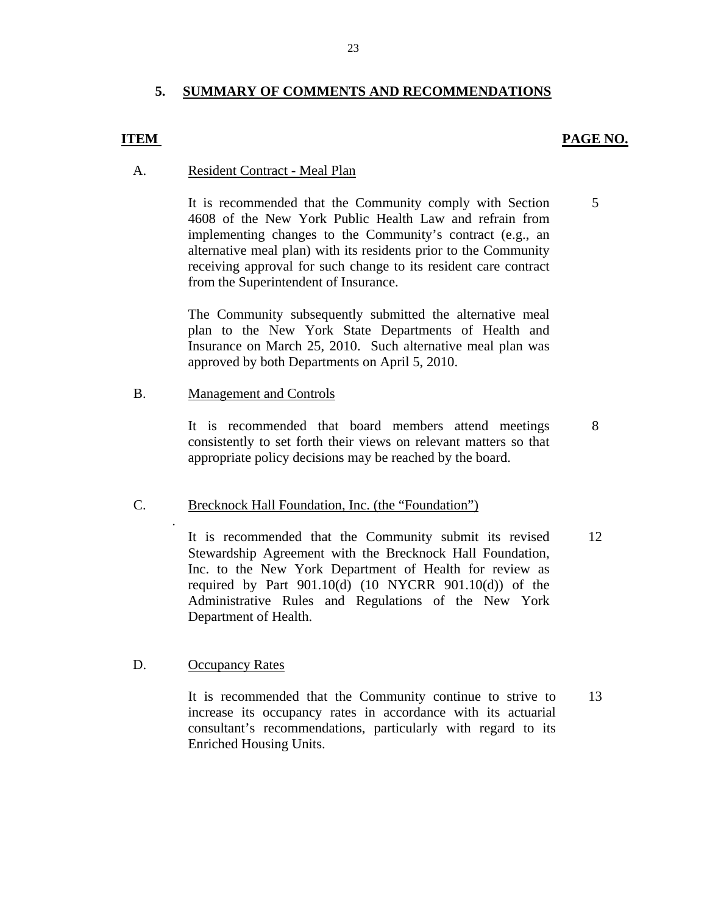## 5. SUMMARY OF COMMENTS AND RECOMMENDATIONS

| ITEM | | PAGE NO. |
|---|---|---|
| A. | Resident Contract - Meal Plan | |
| | It is recommended that the Community comply with Section 4608 of the New York Public Health Law and refrain from implementing changes to the Community's contract (e.g., an alternative meal plan) with its residents prior to the Community receiving approval for such change to its resident care contract from the Superintendent of Insurance. | 5 |
| | The Community subsequently submitted the alternative meal plan to the New York State Departments of Health and Insurance on March 25, 2010. Such alternative meal plan was approved by both Departments on April 5, 2010. | |
| B. | Management and Controls | |
| | It is recommended that board members attend meetings consistently to set forth their views on relevant matters so that appropriate policy decisions may be reached by the board. | 8 |
| C. | Brecknock Hall Foundation, Inc. (the "Foundation") | |
| | It is recommended that the Community submit its revised Stewardship Agreement with the Brecknock Hall Foundation, Inc. to the New York Department of Health for review as required by Part 901.10(d) (10 NYCRR 901.10(d)) of the Administrative Rules and Regulations of the New York Department of Health. | 12 |
| D. | Occupancy Rates | |
| | It is recommended that the Community continue to strive to increase its occupancy rates in accordance with its actuarial consultant's recommendations, particularly with regard to its Enriched Housing Units. | 13 |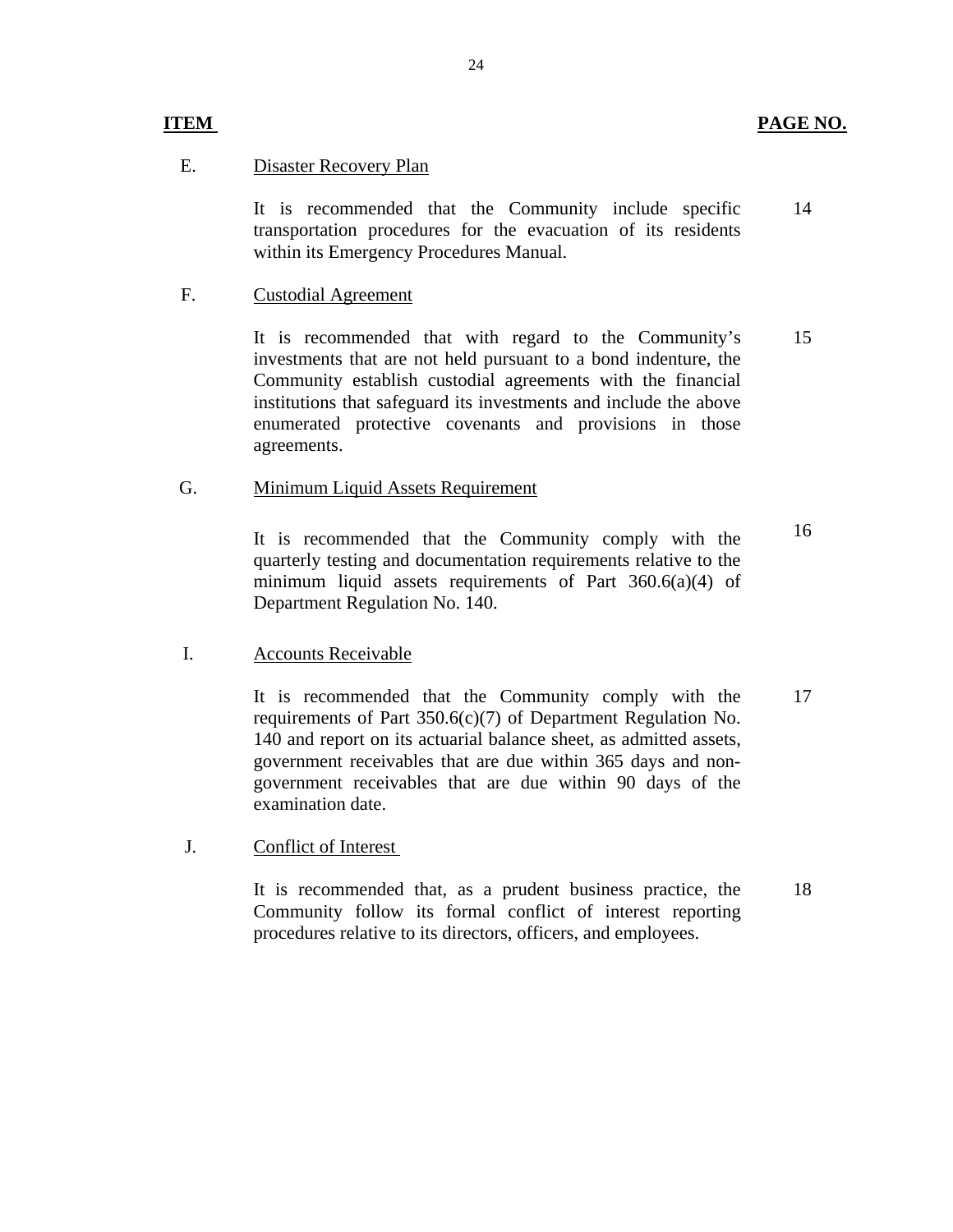| ITEM | | PAGE NO. |
|---|---|---|
| E. | Disaster Recovery Plan | |
| | It is recommended that the Community include specific transportation procedures for the evacuation of its residents within its Emergency Procedures Manual. | 14 |
| F. | Custodial Agreement | |
| | It is recommended that with regard to the Community's investments that are not held pursuant to a bond indenture, the Community establish custodial agreements with the financial institutions that safeguard its investments and include the above enumerated protective covenants and provisions in those agreements. | 15 |
| G. | Minimum Liquid Assets Requirement | |
| | It is recommended that the Community comply with the quarterly testing and documentation requirements relative to the minimum liquid assets requirements of Part 360.6(a)(4) of Department Regulation No. 140. | 16 |
| I. | Accounts Receivable | |
| | It is recommended that the Community comply with the requirements of Part 350.6(c)(7) of Department Regulation No. 140 and report on its actuarial balance sheet, as admitted assets, government receivables that are due within 365 days and non-government receivables that are due within 90 days of the examination date. | 17 |
| J. | Conflict of Interest | |
| | It is recommended that, as a prudent business practice, the Community follow its formal conflict of interest reporting procedures relative to its directors, officers, and employees. | 18 |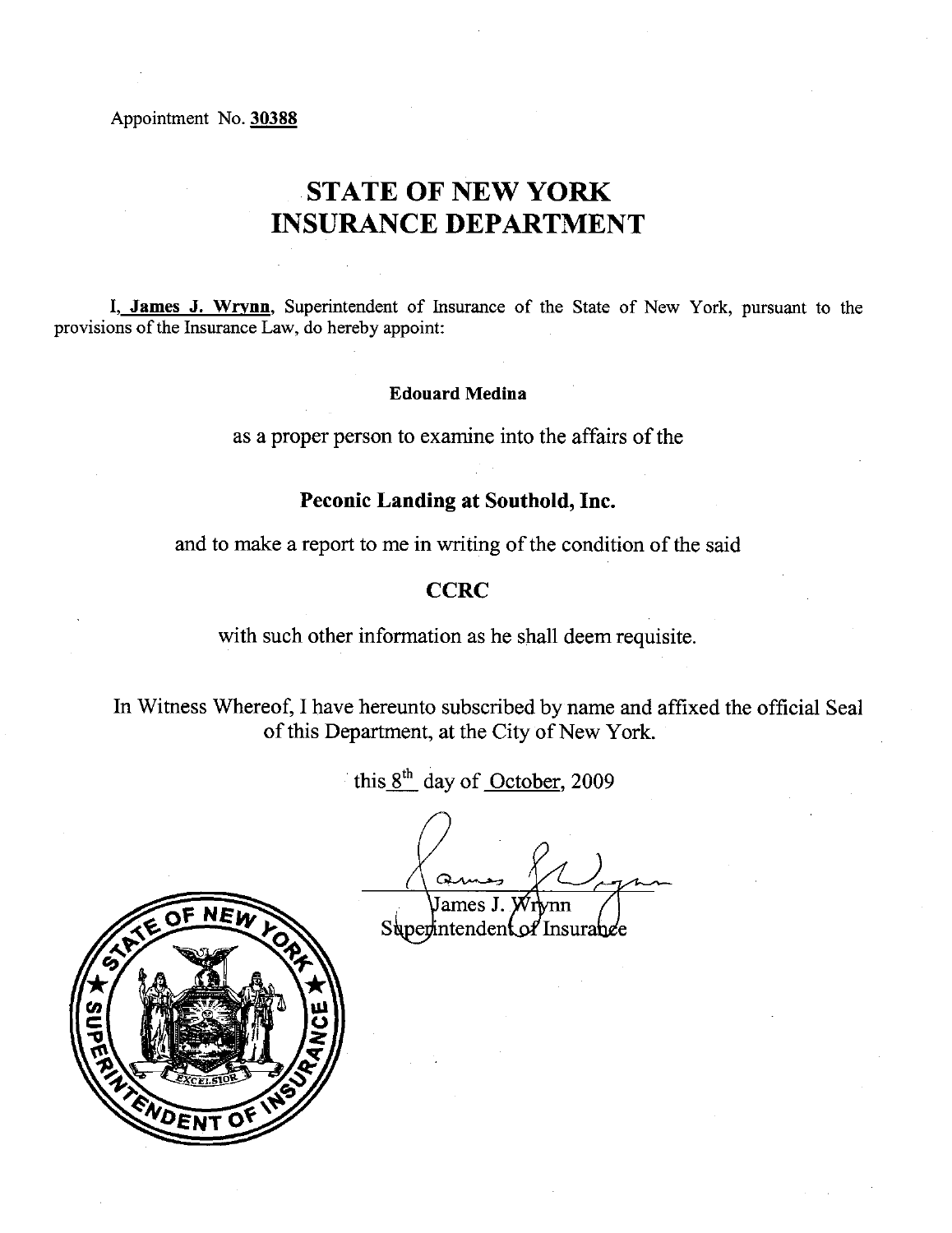Appointment No. **30388**

# STATE OF NEW YORK
# INSURANCE DEPARTMENT

I, **James J. Wrynn**, Superintendent of Insurance of the State of New York, pursuant to the provisions of the Insurance Law, do hereby appoint:

**Edouard Medina**

as a proper person to examine into the affairs of the

**Peconic Landing at Southold, Inc.**

and to make a report to me in writing of the condition of the said

**CCRC**

with such other information as he shall deem requisite.

In Witness Whereof, I have hereunto subscribed by name and affixed the official Seal of this Department, at the City of New York.

this 8th day of October, 2009

James J. Wrynn
Superintendent of Insurance

STATE OF NEW YORK ★ SUPERINTENDENT OF INSURANCE ★ EXCELSIOR